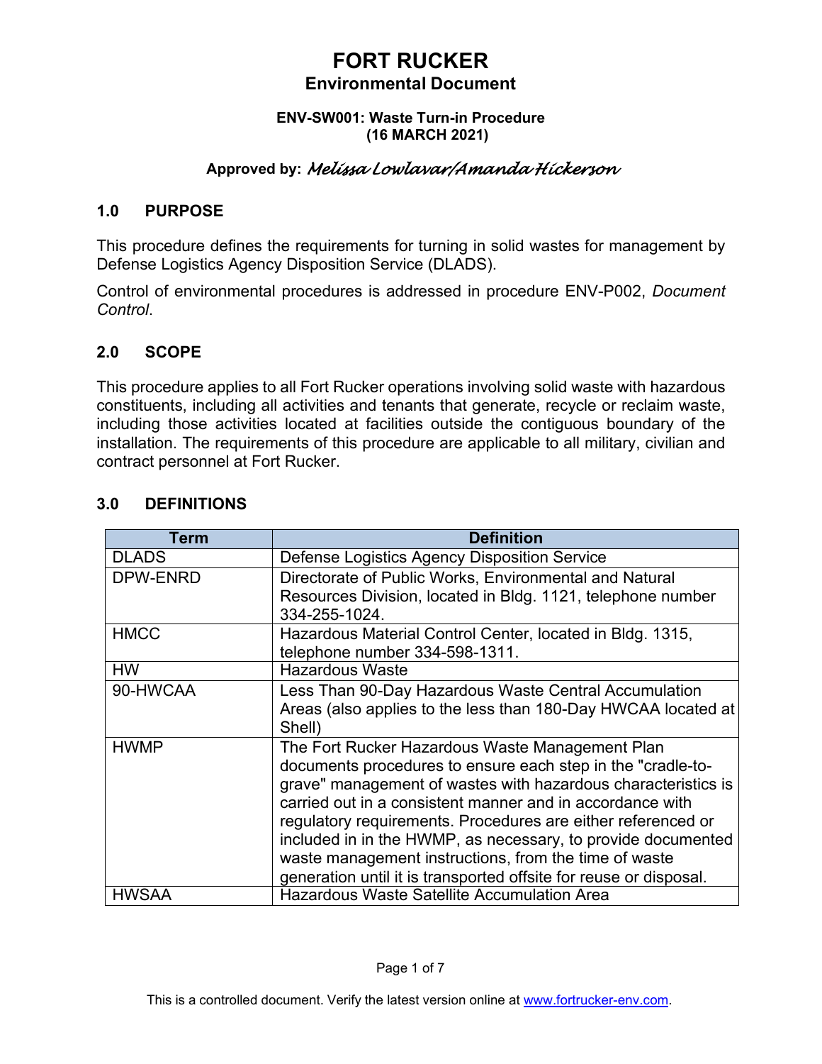# FORT RUCKER

## Environmental Document

**ENV-SW001: Waste Turn-in Procedure**
**(16 MARCH 2021)**

**Approved by:** *Melissa Lowlavar/Amanda Hickerson*

## 1.0 PURPOSE

This procedure defines the requirements for turning in solid wastes for management by Defense Logistics Agency Disposition Service (DLADS).

Control of environmental procedures is addressed in procedure ENV-P002, *Document Control*.

## 2.0 SCOPE

This procedure applies to all Fort Rucker operations involving solid waste with hazardous constituents, including all activities and tenants that generate, recycle or reclaim waste, including those activities located at facilities outside the contiguous boundary of the installation. The requirements of this procedure are applicable to all military, civilian and contract personnel at Fort Rucker.

## 3.0 DEFINITIONS

| Term | Definition |
|---|---|
| DLADS | Defense Logistics Agency Disposition Service |
| DPW-ENRD | Directorate of Public Works, Environmental and Natural Resources Division, located in Bldg. 1121, telephone number 334-255-1024. |
| HMCC | Hazardous Material Control Center, located in Bldg. 1315, telephone number 334-598-1311. |
| HW | Hazardous Waste |
| 90-HWCAA | Less Than 90-Day Hazardous Waste Central Accumulation Areas (also applies to the less than 180-Day HWCAA located at Shell) |
| HWMP | The Fort Rucker Hazardous Waste Management Plan documents procedures to ensure each step in the "cradle-to-grave" management of wastes with hazardous characteristics is carried out in a consistent manner and in accordance with regulatory requirements. Procedures are either referenced or included in in the HWMP, as necessary, to provide documented waste management instructions, from the time of waste generation until it is transported offsite for reuse or disposal. |
| HWSAA | Hazardous Waste Satellite Accumulation Area |

This is a controlled document. Verify the latest version online at www.fortrucker-env.com.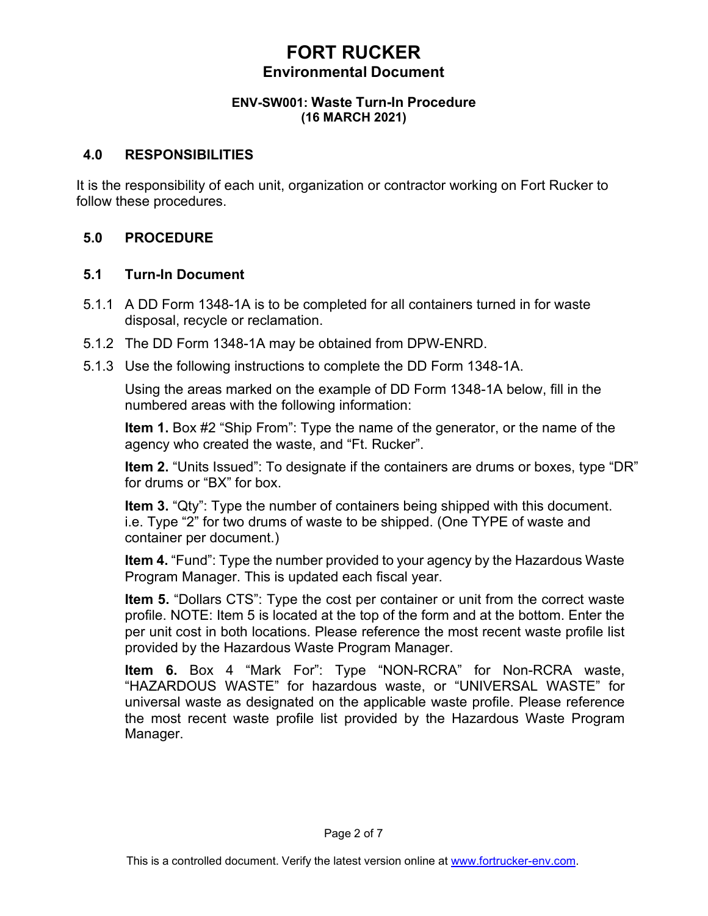## 4.0 RESPONSIBILITIES

It is the responsibility of each unit, organization or contractor working on Fort Rucker to follow these procedures.

## 5.0 PROCEDURE

### 5.1 Turn-In Document

5.1.1 A DD Form 1348-1A is to be completed for all containers turned in for waste disposal, recycle or reclamation.

5.1.2 The DD Form 1348-1A may be obtained from DPW-ENRD.

5.1.3 Use the following instructions to complete the DD Form 1348-1A.

Using the areas marked on the example of DD Form 1348-1A below, fill in the numbered areas with the following information:

**Item 1.** Box #2 "Ship From": Type the name of the generator, or the name of the agency who created the waste, and "Ft. Rucker".

**Item 2.** "Units Issued": To designate if the containers are drums or boxes, type "DR" for drums or "BX" for box.

**Item 3.** "Qty": Type the number of containers being shipped with this document. i.e. Type "2" for two drums of waste to be shipped. (One TYPE of waste and container per document.)

**Item 4.** "Fund": Type the number provided to your agency by the Hazardous Waste Program Manager. This is updated each fiscal year.

**Item 5.** "Dollars CTS": Type the cost per container or unit from the correct waste profile. NOTE: Item 5 is located at the top of the form and at the bottom. Enter the per unit cost in both locations. Please reference the most recent waste profile list provided by the Hazardous Waste Program Manager.

**Item 6.** Box 4 "Mark For": Type "NON-RCRA" for Non-RCRA waste, "HAZARDOUS WASTE" for hazardous waste, or "UNIVERSAL WASTE" for universal waste as designated on the applicable waste profile. Please reference the most recent waste profile list provided by the Hazardous Waste Program Manager.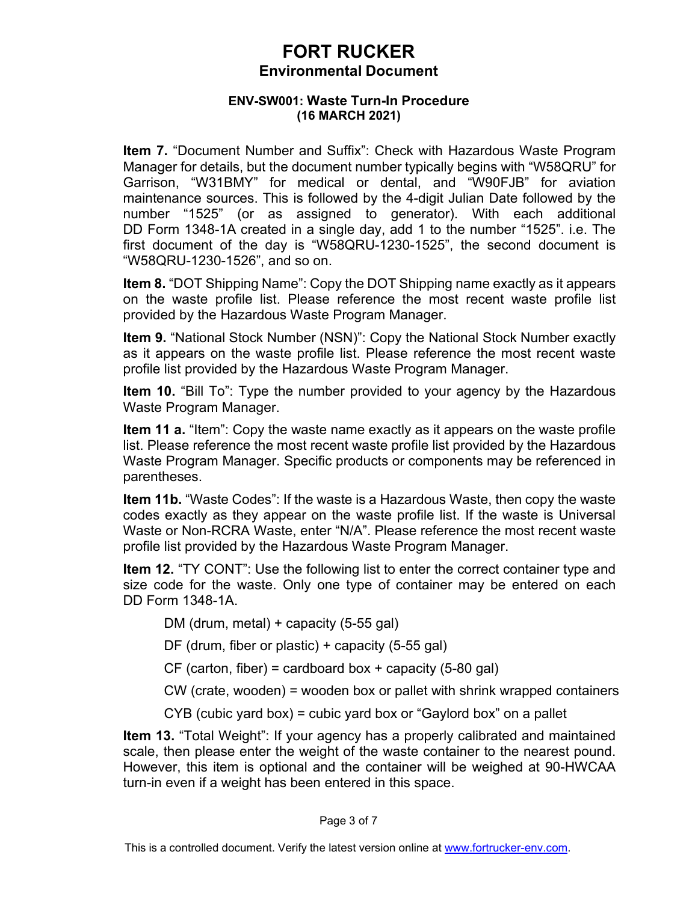**Item 7.** "Document Number and Suffix": Check with Hazardous Waste Program Manager for details, but the document number typically begins with "W58QRU" for Garrison, "W31BMY" for medical or dental, and "W90FJB" for aviation maintenance sources. This is followed by the 4-digit Julian Date followed by the number "1525" (or as assigned to generator). With each additional DD Form 1348-1A created in a single day, add 1 to the number "1525". i.e. The first document of the day is "W58QRU-1230-1525", the second document is "W58QRU-1230-1526", and so on.

**Item 8.** "DOT Shipping Name": Copy the DOT Shipping name exactly as it appears on the waste profile list. Please reference the most recent waste profile list provided by the Hazardous Waste Program Manager.

**Item 9.** "National Stock Number (NSN)": Copy the National Stock Number exactly as it appears on the waste profile list. Please reference the most recent waste profile list provided by the Hazardous Waste Program Manager.

**Item 10.** "Bill To": Type the number provided to your agency by the Hazardous Waste Program Manager.

**Item 11 a.** "Item": Copy the waste name exactly as it appears on the waste profile list. Please reference the most recent waste profile list provided by the Hazardous Waste Program Manager. Specific products or components may be referenced in parentheses.

**Item 11b.** "Waste Codes": If the waste is a Hazardous Waste, then copy the waste codes exactly as they appear on the waste profile list. If the waste is Universal Waste or Non-RCRA Waste, enter "N/A". Please reference the most recent waste profile list provided by the Hazardous Waste Program Manager.

**Item 12.** "TY CONT": Use the following list to enter the correct container type and size code for the waste. Only one type of container may be entered on each DD Form 1348-1A.

- DM (drum, metal) + capacity (5-55 gal)
- DF (drum, fiber or plastic) + capacity (5-55 gal)
- CF (carton, fiber) = cardboard box + capacity (5-80 gal)
- CW (crate, wooden) = wooden box or pallet with shrink wrapped containers
- CYB (cubic yard box) = cubic yard box or "Gaylord box" on a pallet

**Item 13.** "Total Weight": If your agency has a properly calibrated and maintained scale, then please enter the weight of the waste container to the nearest pound. However, this item is optional and the container will be weighed at 90-HWCAA turn-in even if a weight has been entered in this space.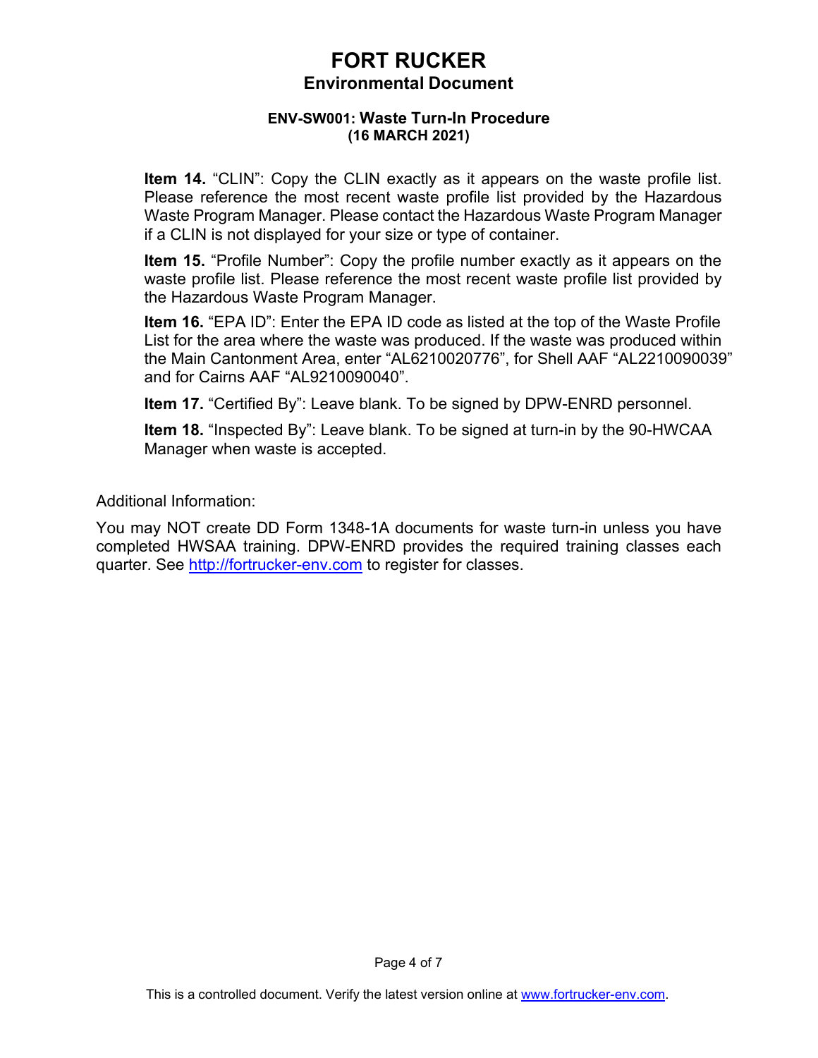**Item 14.** “CLIN”: Copy the CLIN exactly as it appears on the waste profile list. Please reference the most recent waste profile list provided by the Hazardous Waste Program Manager. Please contact the Hazardous Waste Program Manager if a CLIN is not displayed for your size or type of container.

**Item 15.** “Profile Number”: Copy the profile number exactly as it appears on the waste profile list. Please reference the most recent waste profile list provided by the Hazardous Waste Program Manager.

**Item 16.** “EPA ID”: Enter the EPA ID code as listed at the top of the Waste Profile List for the area where the waste was produced. If the waste was produced within the Main Cantonment Area, enter “AL6210020776”, for Shell AAF “AL2210090039” and for Cairns AAF “AL9210090040”.

**Item 17.** “Certified By”: Leave blank. To be signed by DPW-ENRD personnel.

**Item 18.** “Inspected By”: Leave blank. To be signed at turn-in by the 90-HWCAA Manager when waste is accepted.

Additional Information:

You may NOT create DD Form 1348-1A documents for waste turn-in unless you have completed HWSAA training. DPW-ENRD provides the required training classes each quarter. See [http://fortrucker-env.com](http://fortrucker-env.com) to register for classes.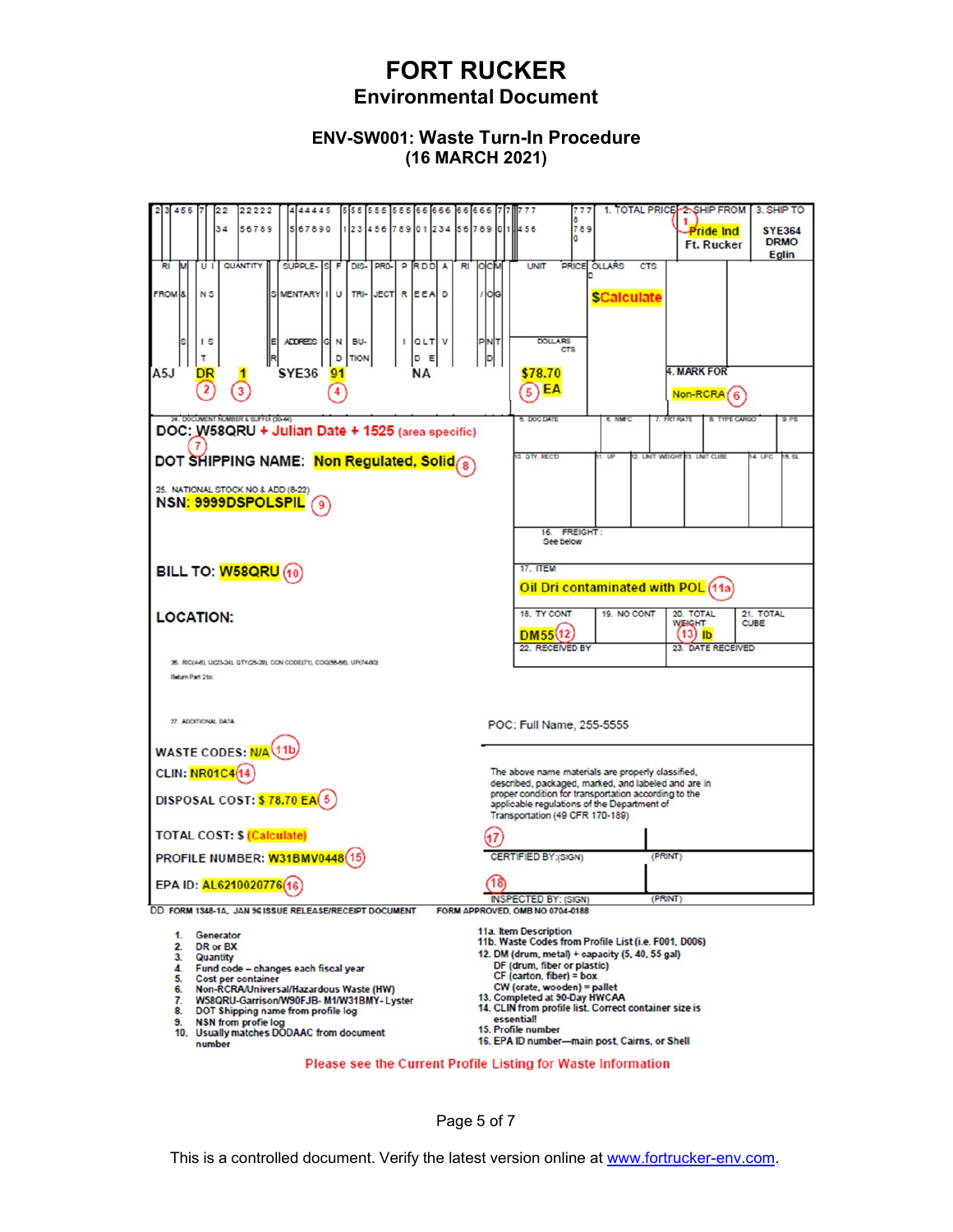# FORT RUCKER
## Environmental Document

### ENV-SW001: Waste Turn-In Procedure
### (16 MARCH 2021)

**DD FORM 1348-1A, JAN 96 ISSUE RELEASE/RECEIPT DOCUMENT** — FORM APPROVED, OMB NO 0704-0188

| Field | Entry |
|---|---|
| 1. TOTAL PRICE | $Calculate |
| 2. SHIP FROM (1) | Pride Ind, Ft. Rucker |
| 3. SHIP TO | SYE364 DRMO Eglin |
| RI FROM (cc 4-6) | A5J |
| U/I (2) | DR |
| QUANTITY (3) | 1 |
| SUPPLEMENTARY ADDRESS | SYE36 |
| FUND (4) | 91 |
| RDD | NA |
| UNIT PRICE (5) | $78.70 EA |
| 4. MARK FOR (6) | Non-RCRA |
| 24. DOCUMENT NUMBER & SUFFIX (30-44) (7) | DOC: W58QRU + Julian Date + 1525 (area specific) |
| DOT SHIPPING NAME (8) | Non Regulated, Solid |
| 25. NATIONAL STOCK NO & ADD (8-22) (9) | NSN: 9999DSPOLSPIL |
| BILL TO (10) | W58QRU |
| LOCATION | |
| 16. FREIGHT | See below |
| 17. ITEM (11a) | Oil Dri contaminated with POL |
| 18. TY CONT (12) | DM55 |
| 19. NO CONT | |
| 20. TOTAL WEIGHT (13) | lb |
| 21. TOTAL CUBE | |
| 22. RECEIVED BY | |
| 23. DATE RECEIVED | |

26. RIC(4-6), UI(23-24), QTY(25-29), CON CODE(71), COG(55-56), UP(74-80)

Return Part 2 to:

27. ADDITIONAL DATA

POC: Full Name, 255-5555

WASTE CODES: N/A (11b)

CLIN: NR01C4 (14)

DISPOSAL COST: $ 78.70 EA (5)

TOTAL COST: $ (Calculate)

PROFILE NUMBER: W31BMV0448 (15)

EPA ID: AL6210020776 (16)

The above name materials are properly classified, described, packaged, marked, and labeled and are in proper condition for transportation according to the applicable regulations of the Department of Transportation (49 CFR 170-189)

(17) CERTIFIED BY:(SIGN) (PRINT)

(18) INSPECTED BY: (SIGN) (PRINT)

1. Generator
2. DR or BX
3. Quantity
4. Fund code – changes each fiscal year
5. Cost per container
6. Non-RCRA/Universal/Hazardous Waste (HW)
7. W58QRU-Garrison/W90FJB- M1/W31BMY- Lyster
8. DOT Shipping name from profile log
9. NSN from profie log
10. Usually matches DODAAC from document number

11a. Item Description

11b. Waste Codes from Profile List (i.e. F001, D006)

12. DM (drum, metal) + capacity (5, 40, 55 gal)
    - DF (drum, fiber or plastic)
    - CF (carton, fiber) = box
    - CW (crate, wooden) = pallet
13. Completed at 90-Day HWCAA
14. CLIN from profile list. Correct container size is essential!
15. Profile number
16. EPA ID number—main post, Cairns, or Shell

Please see the Current Profile Listing for Waste Information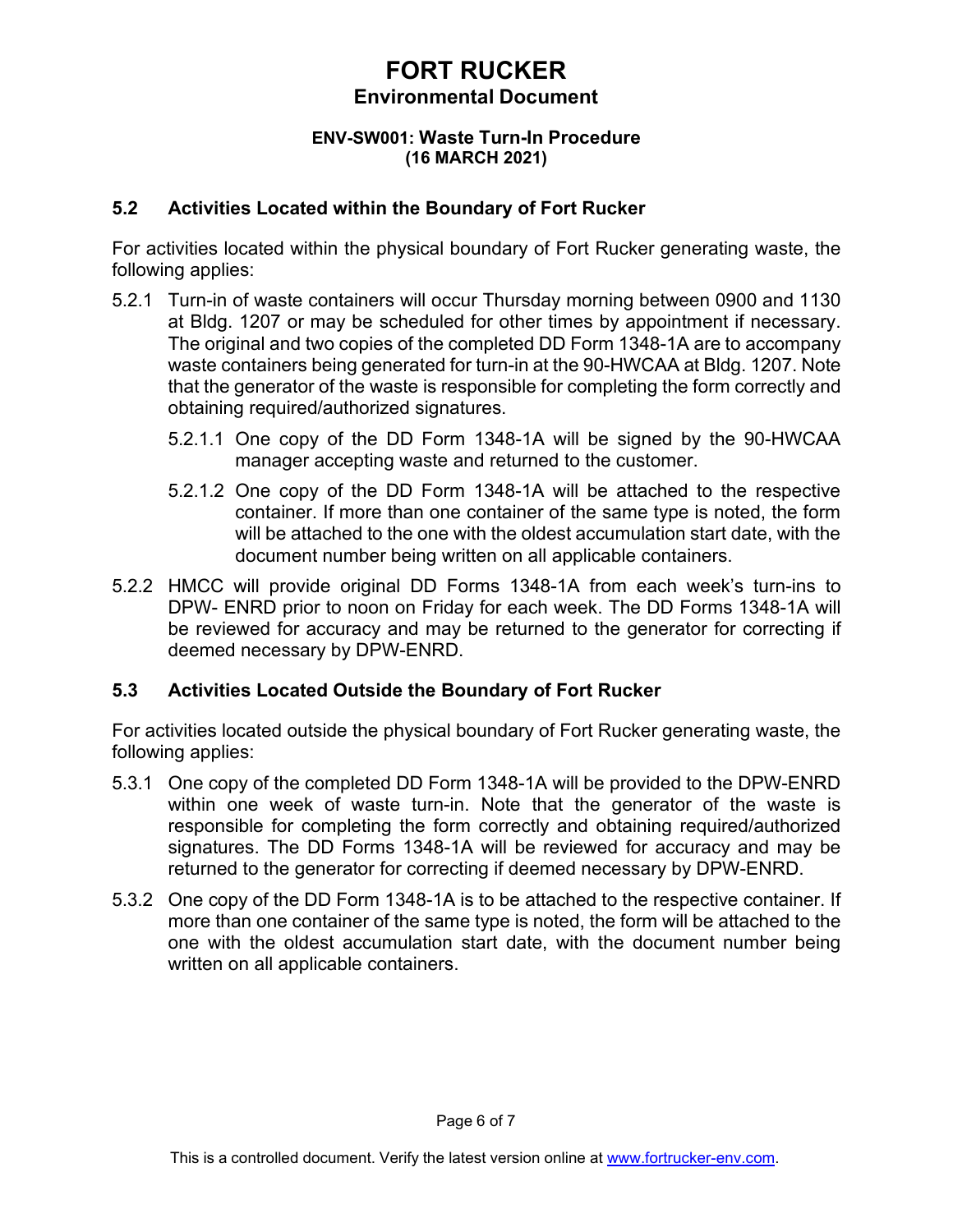## 5.2 Activities Located within the Boundary of Fort Rucker

For activities located within the physical boundary of Fort Rucker generating waste, the following applies:

5.2.1 Turn-in of waste containers will occur Thursday morning between 0900 and 1130 at Bldg. 1207 or may be scheduled for other times by appointment if necessary. The original and two copies of the completed DD Form 1348-1A are to accompany waste containers being generated for turn-in at the 90-HWCAA at Bldg. 1207. Note that the generator of the waste is responsible for completing the form correctly and obtaining required/authorized signatures.

5.2.1.1 One copy of the DD Form 1348-1A will be signed by the 90-HWCAA manager accepting waste and returned to the customer.

5.2.1.2 One copy of the DD Form 1348-1A will be attached to the respective container. If more than one container of the same type is noted, the form will be attached to the one with the oldest accumulation start date, with the document number being written on all applicable containers.

5.2.2 HMCC will provide original DD Forms 1348-1A from each week's turn-ins to DPW- ENRD prior to noon on Friday for each week. The DD Forms 1348-1A will be reviewed for accuracy and may be returned to the generator for correcting if deemed necessary by DPW-ENRD.

## 5.3 Activities Located Outside the Boundary of Fort Rucker

For activities located outside the physical boundary of Fort Rucker generating waste, the following applies:

5.3.1 One copy of the completed DD Form 1348-1A will be provided to the DPW-ENRD within one week of waste turn-in. Note that the generator of the waste is responsible for completing the form correctly and obtaining required/authorized signatures. The DD Forms 1348-1A will be reviewed for accuracy and may be returned to the generator for correcting if deemed necessary by DPW-ENRD.

5.3.2 One copy of the DD Form 1348-1A is to be attached to the respective container. If more than one container of the same type is noted, the form will be attached to the one with the oldest accumulation start date, with the document number being written on all applicable containers.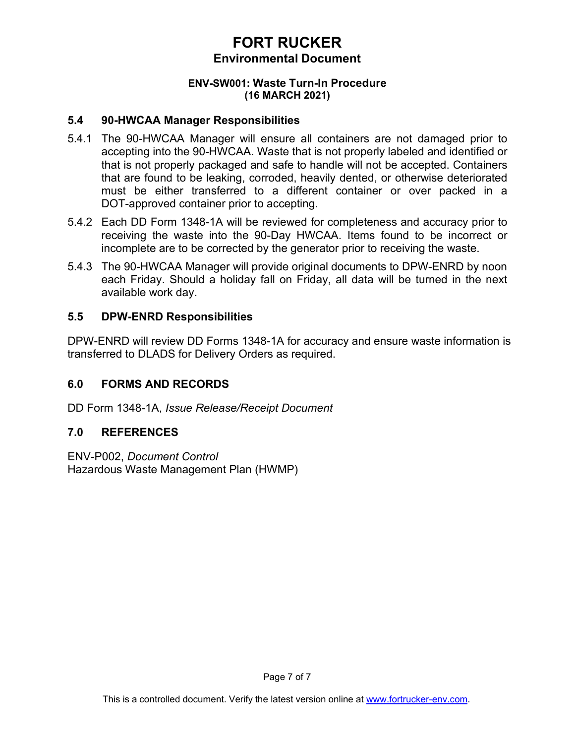### 5.4 90-HWCAA Manager Responsibilities

5.4.1 The 90-HWCAA Manager will ensure all containers are not damaged prior to accepting into the 90-HWCAA. Waste that is not properly labeled and identified or that is not properly packaged and safe to handle will not be accepted. Containers that are found to be leaking, corroded, heavily dented, or otherwise deteriorated must be either transferred to a different container or over packed in a DOT-approved container prior to accepting.

5.4.2 Each DD Form 1348-1A will be reviewed for completeness and accuracy prior to receiving the waste into the 90-Day HWCAA. Items found to be incorrect or incomplete are to be corrected by the generator prior to receiving the waste.

5.4.3 The 90-HWCAA Manager will provide original documents to DPW-ENRD by noon each Friday. Should a holiday fall on Friday, all data will be turned in the next available work day.

### 5.5 DPW-ENRD Responsibilities

DPW-ENRD will review DD Forms 1348-1A for accuracy and ensure waste information is transferred to DLADS for Delivery Orders as required.

## 6.0 FORMS AND RECORDS

DD Form 1348-1A, *Issue Release/Receipt Document*

## 7.0 REFERENCES

ENV-P002, *Document Control*
Hazardous Waste Management Plan (HWMP)